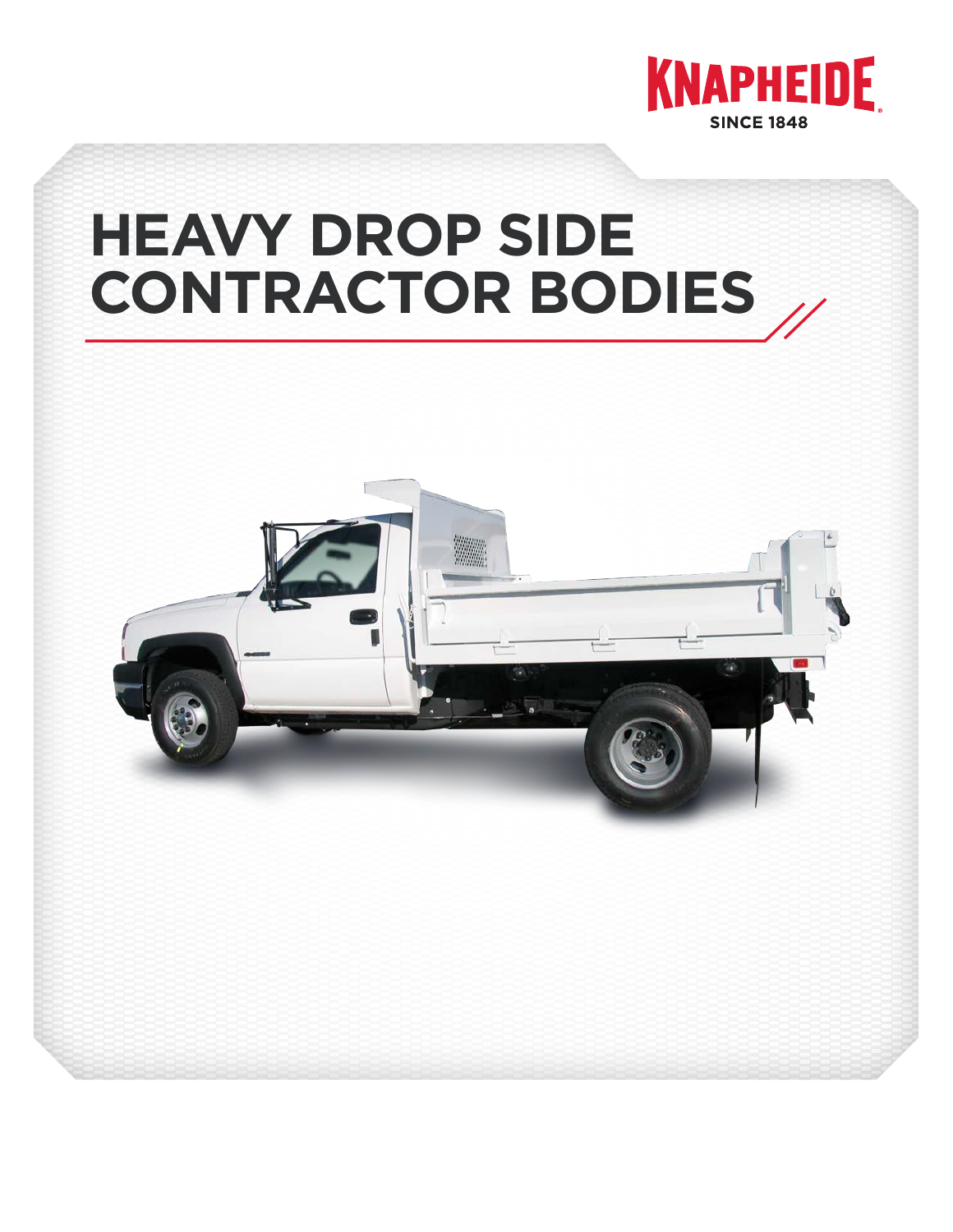KNAPHEIDE
SINCE 1848

# HEAVY DROP SIDE CONTRACTOR BODIES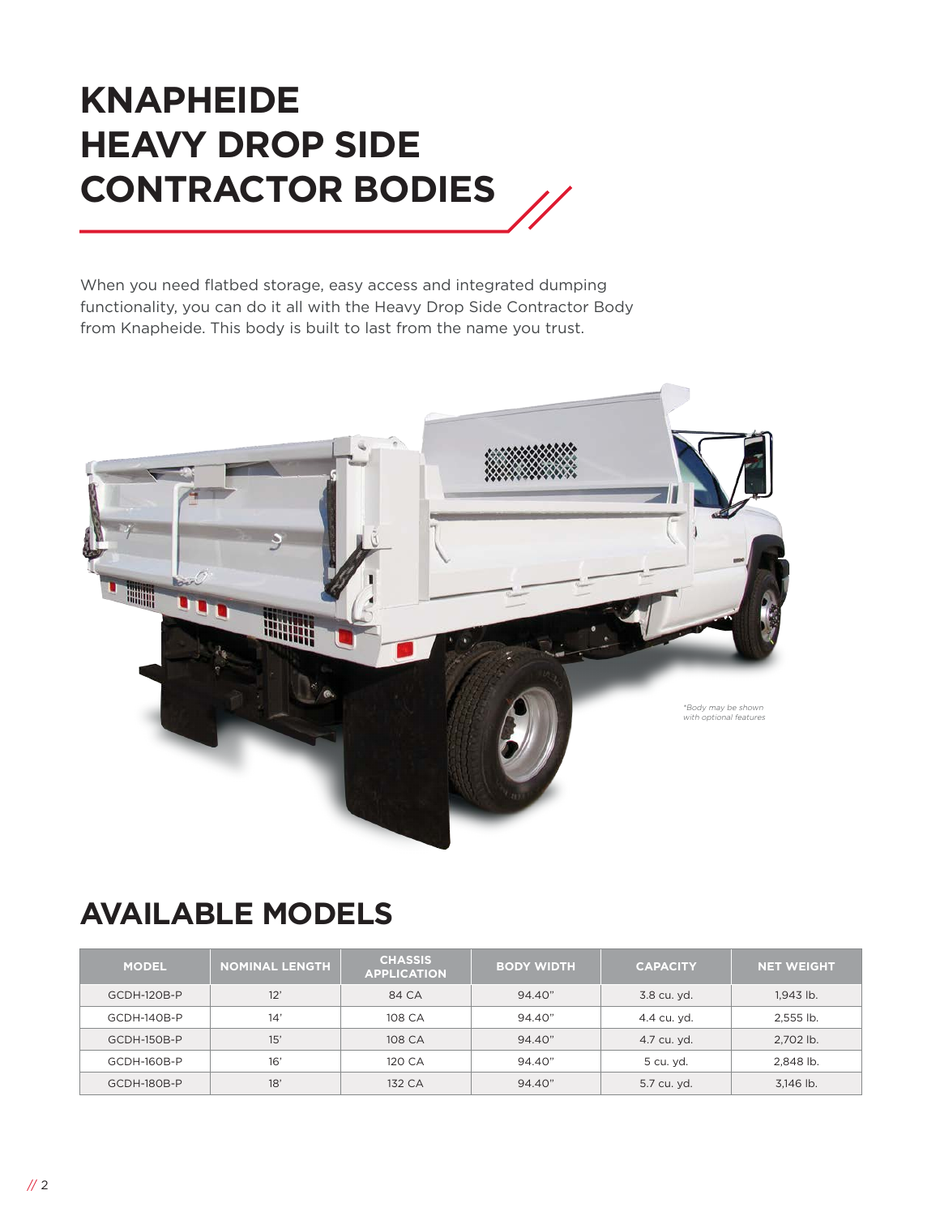# KNAPHEIDE HEAVY DROP SIDE CONTRACTOR BODIES

When you need flatbed storage, easy access and integrated dumping functionality, you can do it all with the Heavy Drop Side Contractor Body from Knapheide. This body is built to last from the name you trust.

*\*Body may be shown with optional features*

## AVAILABLE MODELS

| MODEL | NOMINAL LENGTH | CHASSIS APPLICATION | BODY WIDTH | CAPACITY | NET WEIGHT |
|---|---|---|---|---|---|
| GCDH-120B-P | 12' | 84 CA | 94.40" | 3.8 cu. yd. | 1,943 lb. |
| GCDH-140B-P | 14' | 108 CA | 94.40" | 4.4 cu. yd. | 2,555 lb. |
| GCDH-150B-P | 15' | 108 CA | 94.40" | 4.7 cu. yd. | 2,702 lb. |
| GCDH-160B-P | 16' | 120 CA | 94.40" | 5 cu. yd. | 2,848 lb. |
| GCDH-180B-P | 18' | 132 CA | 94.40" | 5.7 cu. yd. | 3,146 lb. |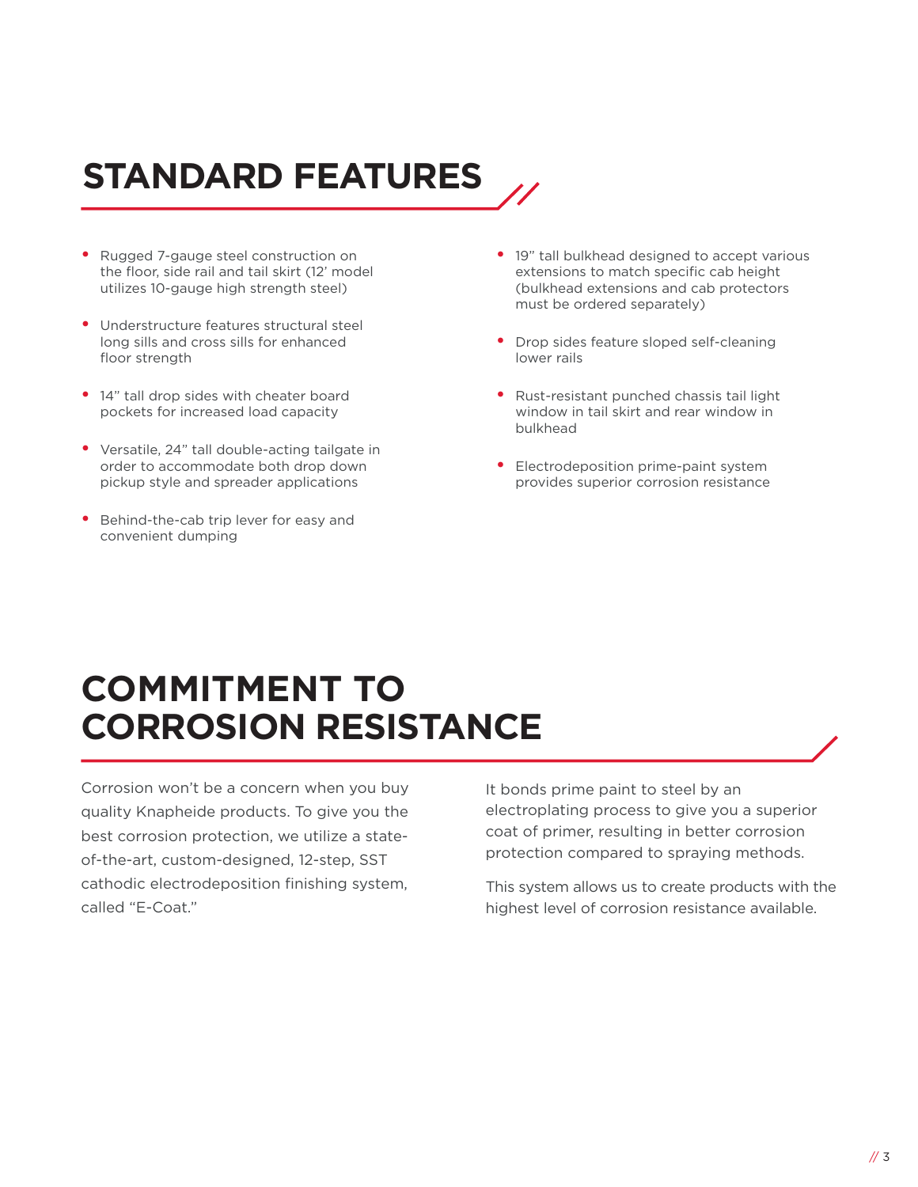# STANDARD FEATURES

- Rugged 7-gauge steel construction on the floor, side rail and tail skirt (12' model utilizes 10-gauge high strength steel)
- Understructure features structural steel long sills and cross sills for enhanced floor strength
- 14" tall drop sides with cheater board pockets for increased load capacity
- Versatile, 24" tall double-acting tailgate in order to accommodate both drop down pickup style and spreader applications
- Behind-the-cab trip lever for easy and convenient dumping
- 19" tall bulkhead designed to accept various extensions to match specific cab height (bulkhead extensions and cab protectors must be ordered separately)
- Drop sides feature sloped self-cleaning lower rails
- Rust-resistant punched chassis tail light window in tail skirt and rear window in bulkhead
- Electrodeposition prime-paint system provides superior corrosion resistance

# COMMITMENT TO CORROSION RESISTANCE

Corrosion won't be a concern when you buy quality Knapheide products. To give you the best corrosion protection, we utilize a state-of-the-art, custom-designed, 12-step, SST cathodic electrodeposition finishing system, called "E-Coat."

It bonds prime paint to steel by an electroplating process to give you a superior coat of primer, resulting in better corrosion protection compared to spraying methods.

This system allows us to create products with the highest level of corrosion resistance available.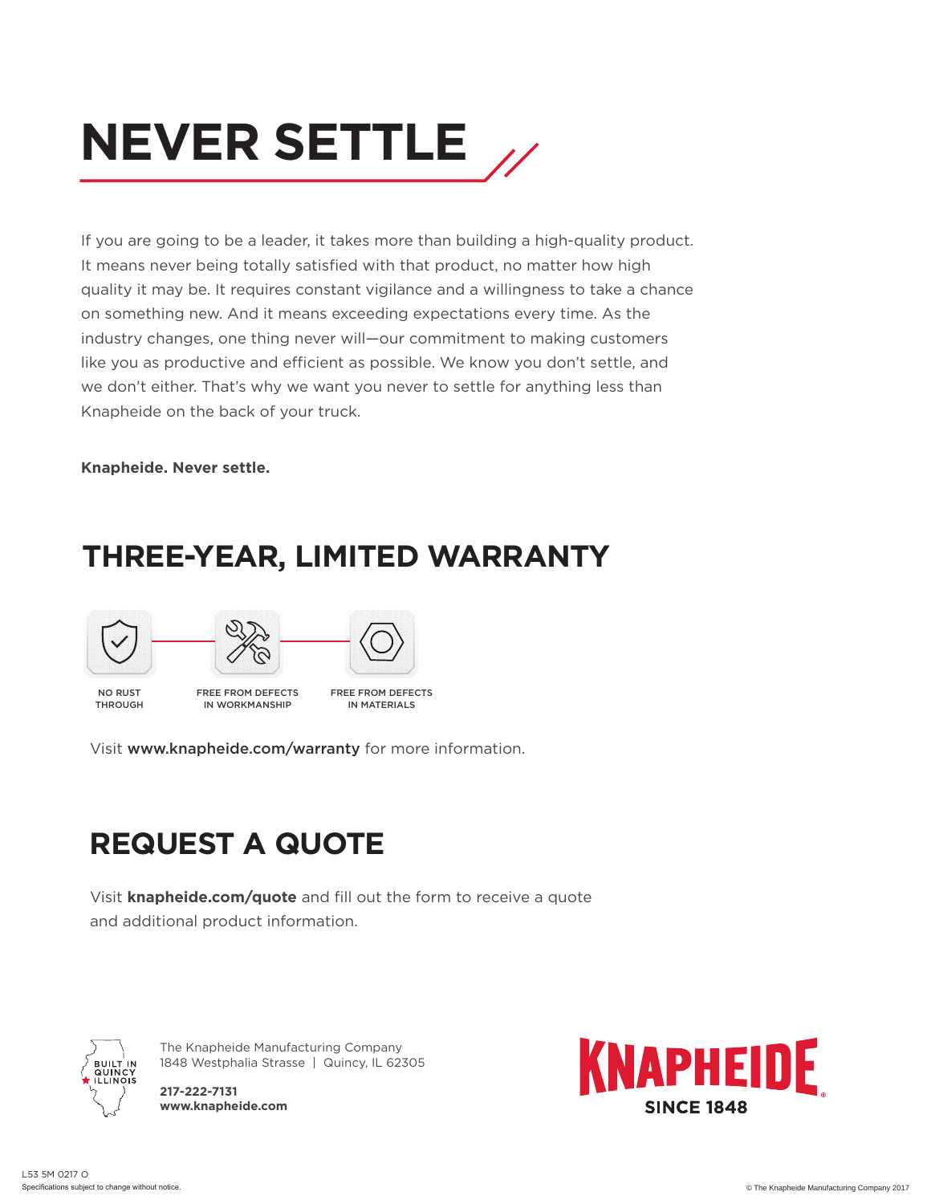# NEVER SETTLE

If you are going to be a leader, it takes more than building a high-quality product. It means never being totally satisfied with that product, no matter how high quality it may be. It requires constant vigilance and a willingness to take a chance on something new. And it means exceeding expectations every time. As the industry changes, one thing never will—our commitment to making customers like you as productive and efficient as possible. We know you don't settle, and we don't either. That's why we want you never to settle for anything less than Knapheide on the back of your truck.

**Knapheide. Never settle.**

## THREE-YEAR, LIMITED WARRANTY

NO RUST THROUGH

FREE FROM DEFECTS IN WORKMANSHIP

FREE FROM DEFECTS IN MATERIALS

Visit **www.knapheide.com/warranty** for more information.

## REQUEST A QUOTE

Visit **knapheide.com/quote** and fill out the form to receive a quote and additional product information.

BUILT IN QUINCY ILLINOIS

The Knapheide Manufacturing Company
1848 Westphalia Strasse | Quincy, IL 62305

**217-222-7131**
**www.knapheide.com**

KNAPHEIDE®
SINCE 1848

L53 5M 0217 O
Specifications subject to change without notice.

© The Knapheide Manufacturing Company 2017